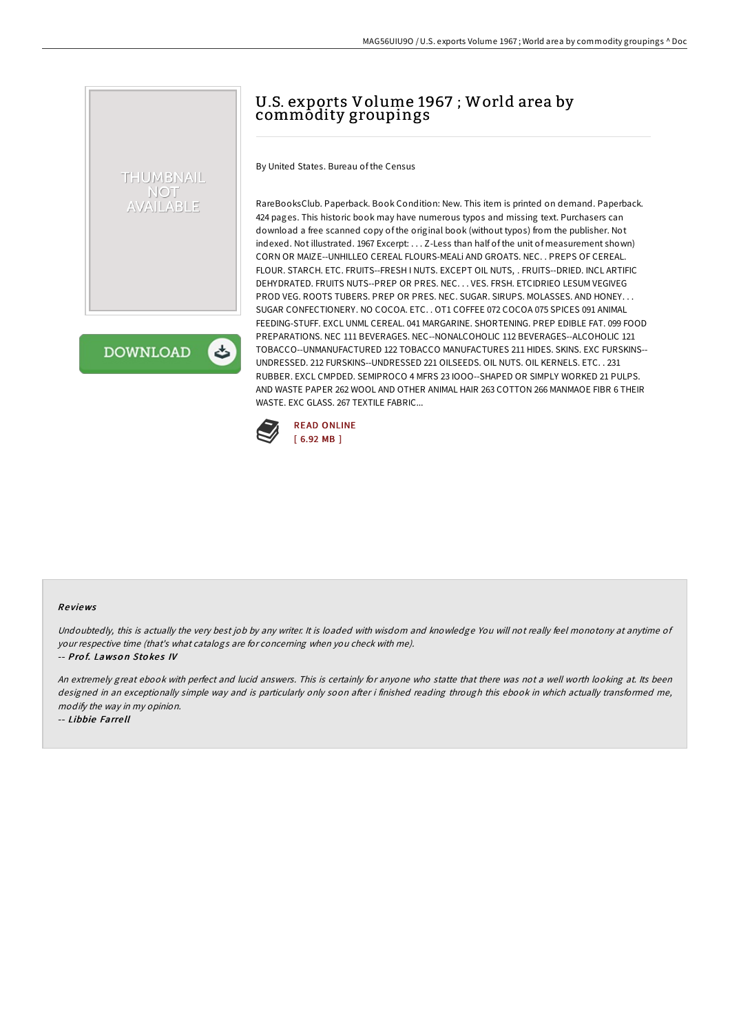# U.S. exports Volume 1967 ; World area by commodity groupings

By United States. Bureau of the Census

RareBooksClub. Paperback. Book Condition: New. This item is printed on demand. Paperback. 424 pages. This historic book may have numerous typos and missing text. Purchasers can download a free scanned copy of the original book (without typos) from the publisher. Not indexed. Not illustrated. 1967 Excerpt: . . . Z-Less than half of the unit of measurement shown) CORN OR MAIZE--UNHILLEO CEREAL FLOURS-MEALi AND GROATS. NEC. . PREPS OF CEREAL. FLOUR. STARCH. ETC. FRUITS--FRESH I NUTS. EXCEPT OIL NUTS, . FRUITS--DRIED. INCL ARTIFIC DEHYDRATED. FRUITS NUTS--PREP OR PRES. NEC. . . VES. FRSH. ETCIDRIEO LESUM VEGIVEG PROD VEG. ROOTS TUBERS. PREP OR PRES. NEC. SUGAR. SIRUPS. MOLASSES. AND HONEY. . . SUGAR CONFECTIONERY. NO COCOA. ETC. . OT1 COFFEE 072 COCOA 075 SPICES 091 ANIMAL FEEDING-STUFF. EXCL UNML CEREAL. 041 MARGARINE. SHORTENING. PREP EDIBLE FAT. 099 FOOD PREPARATIONS. NEC 111 BEVERAGES. NEC--NONALCOHOLIC 112 BEVERAGES--ALCOHOLIC 121 TOBACCO--UNMANUFACTURED 122 TOBACCO MANUFACTURES 211 HIDES. SKINS. EXC FURSKINS--UNDRESSED. 212 FURSKINS--UNDRESSED 221 OILSEEDS. OIL NUTS. OIL KERNELS. ETC. . 231 RUBBER. EXCL CMPDED. SEMIPROCO 4 MFRS 23 IOOO--SHAPED OR SIMPLY WORKED 21 PULPS. AND WASTE PAPER 262 WOOL AND OTHER ANIMAL HAIR 263 COTTON 266 MANMAOE FIBR 6 THEIR WASTE. EXC GLASS. 267 TEXTILE FABRIC...

READ ONLINE
[ 6.92 MB ]

## Reviews

*Undoubtedly, this is actually the very best job by any writer. It is loaded with wisdom and knowledge You will not really feel monotony at anytime of your respective time (that's what catalogs are for concerning when you check with me).*

-- ***Prof. Lawson Stokes IV***

*An extremely great ebook with perfect and lucid answers. This is certainly for anyone who statte that there was not a well worth looking at. Its been designed in an exceptionally simple way and is particularly only soon after i finished reading through this ebook in which actually transformed me, modify the way in my opinion.*

-- ***Libbie Farrell***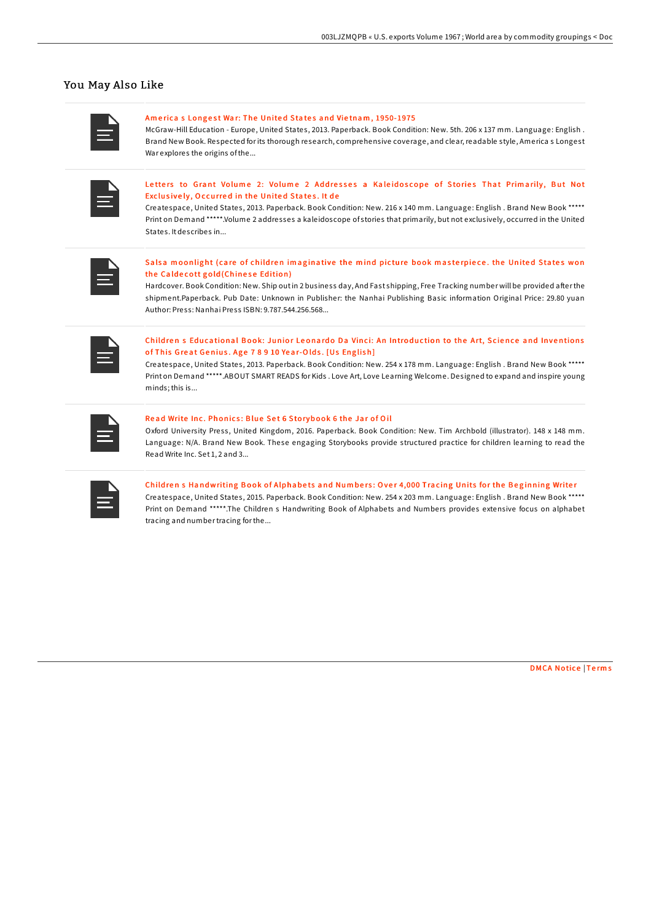## You May Also Like

**America s Longest War: The United States and Vietnam, 1950-1975**

McGraw-Hill Education - Europe, United States, 2013. Paperback. Book Condition: New. 5th. 206 x 137 mm. Language: English . Brand New Book. Respected for its thorough research, comprehensive coverage, and clear, readable style, America s Longest War explores the origins of the...

**Letters to Grant Volume 2: Volume 2 Addresses a Kaleidoscope of Stories That Primarily, But Not Exclusively, Occurred in the United States. It de**

Createspace, United States, 2013. Paperback. Book Condition: New. 216 x 140 mm. Language: English . Brand New Book ***** Print on Demand *****.Volume 2 addresses a kaleidoscope of stories that primarily, but not exclusively, occurred in the United States. It describes in...

**Salsa moonlight (care of children imaginative the mind picture book masterpiece. the United States won the Caldecott gold(Chinese Edition)**

Hardcover. Book Condition: New. Ship out in 2 business day, And Fast shipping, Free Tracking number will be provided after the shipment.Paperback. Pub Date: Unknown in Publisher: the Nanhai Publishing Basic information Original Price: 29.80 yuan Author: Press: Nanhai Press ISBN: 9.787.544.256.568...

**Children s Educational Book: Junior Leonardo Da Vinci: An Introduction to the Art, Science and Inventions of This Great Genius. Age 7 8 9 10 Year-Olds. [Us English]**

Createspace, United States, 2013. Paperback. Book Condition: New. 254 x 178 mm. Language: English . Brand New Book ***** Print on Demand *****.ABOUT SMART READS for Kids . Love Art, Love Learning Welcome. Designed to expand and inspire young minds; this is...

**Read Write Inc. Phonics: Blue Set 6 Storybook 6 the Jar of Oil**

Oxford University Press, United Kingdom, 2016. Paperback. Book Condition: New. Tim Archbold (illustrator). 148 x 148 mm. Language: N/A. Brand New Book. These engaging Storybooks provide structured practice for children learning to read the Read Write Inc. Set 1, 2 and 3...

**Children s Handwriting Book of Alphabets and Numbers: Over 4,000 Tracing Units for the Beginning Writer**

Createspace, United States, 2015. Paperback. Book Condition: New. 254 x 203 mm. Language: English . Brand New Book ***** Print on Demand *****.The Children s Handwriting Book of Alphabets and Numbers provides extensive focus on alphabet tracing and number tracing for the...

DMCA Notice | Terms